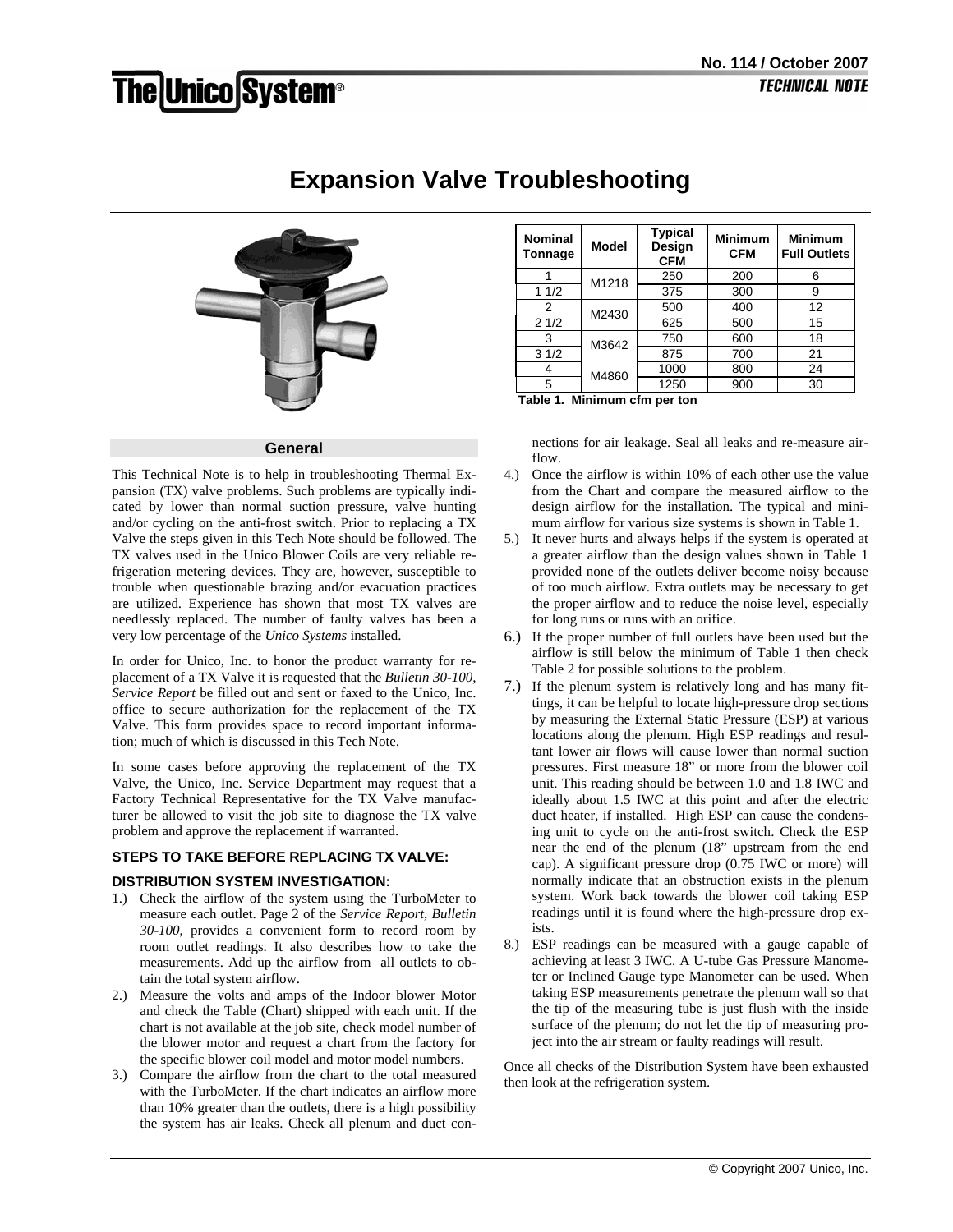# Expansion Valve Troubleshooting

| Nominal Tonnage | Model | Typical Design CFM | Minimum CFM | Minimum Full Outlets |
|---|---|---|---|---|
| 1 | M1218 | 250 | 200 | 6 |
| 1 1/2 | | 375 | 300 | 9 |
| 2 | M2430 | 500 | 400 | 12 |
| 2 1/2 | | 625 | 500 | 15 |
| 3 | M3642 | 750 | 600 | 18 |
| 3 1/2 | | 875 | 700 | 21 |
| 4 | M4860 | 1000 | 800 | 24 |
| 5 | | 1250 | 900 | 30 |

**Table 1. Minimum cfm per ton**

## General

This Technical Note is to help in troubleshooting Thermal Expansion (TX) valve problems. Such problems are typically indicated by lower than normal suction pressure, valve hunting and/or cycling on the anti-frost switch. Prior to replacing a TX Valve the steps given in this Tech Note should be followed. The TX valves used in the Unico Blower Coils are very reliable refrigeration metering devices. They are, however, susceptible to trouble when questionable brazing and/or evacuation practices are utilized. Experience has shown that most TX valves are needlessly replaced. The number of faulty valves has been a very low percentage of the *Unico Systems* installed.

In order for Unico, Inc. to honor the product warranty for replacement of a TX Valve it is requested that the *Bulletin 30-100, Service Report* be filled out and sent or faxed to the Unico, Inc. office to secure authorization for the replacement of the TX Valve. This form provides space to record important information; much of which is discussed in this Tech Note.

In some cases before approving the replacement of the TX Valve, the Unico, Inc. Service Department may request that a Factory Technical Representative for the TX Valve manufacturer be allowed to visit the job site to diagnose the TX valve problem and approve the replacement if warranted.

### STEPS TO TAKE BEFORE REPLACING TX VALVE:

### DISTRIBUTION SYSTEM INVESTIGATION:

1.) Check the airflow of the system using the TurboMeter to measure each outlet. Page 2 of the *Service Report, Bulletin 30-100,* provides a convenient form to record room by room outlet readings. It also describes how to take the measurements. Add up the airflow from all outlets to obtain the total system airflow.

2.) Measure the volts and amps of the Indoor blower Motor and check the Table (Chart) shipped with each unit. If the chart is not available at the job site, check model number of the blower motor and request a chart from the factory for the specific blower coil model and motor model numbers.

3.) Compare the airflow from the chart to the total measured with the TurboMeter. If the chart indicates an airflow more than 10% greater than the outlets, there is a high possibility the system has air leaks. Check all plenum and duct connections for air leakage. Seal all leaks and re-measure airflow.

4.) Once the airflow is within 10% of each other use the value from the Chart and compare the measured airflow to the design airflow for the installation. The typical and minimum airflow for various size systems is shown in Table 1.

5.) It never hurts and always helps if the system is operated at a greater airflow than the design values shown in Table 1 provided none of the outlets deliver become noisy because of too much airflow. Extra outlets may be necessary to get the proper airflow and to reduce the noise level, especially for long runs or runs with an orifice.

6.) If the proper number of full outlets have been used but the airflow is still below the minimum of Table 1 then check Table 2 for possible solutions to the problem.

7.) If the plenum system is relatively long and has many fittings, it can be helpful to locate high-pressure drop sections by measuring the External Static Pressure (ESP) at various locations along the plenum. High ESP readings and resultant lower air flows will cause lower than normal suction pressures. First measure 18" or more from the blower coil unit. This reading should be between 1.0 and 1.8 IWC and ideally about 1.5 IWC at this point and after the electric duct heater, if installed. High ESP can cause the condensing unit to cycle on the anti-frost switch. Check the ESP near the end of the plenum (18" upstream from the end cap). A significant pressure drop (0.75 IWC or more) will normally indicate that an obstruction exists in the plenum system. Work back towards the blower coil taking ESP readings until it is found where the high-pressure drop exists.

8.) ESP readings can be measured with a gauge capable of achieving at least 3 IWC. A U-tube Gas Pressure Manometer or Inclined Gauge type Manometer can be used. When taking ESP measurements penetrate the plenum wall so that the tip of the measuring tube is just flush with the inside surface of the plenum; do not let the tip of measuring project into the air stream or faulty readings will result.

Once all checks of the Distribution System have been exhausted then look at the refrigeration system.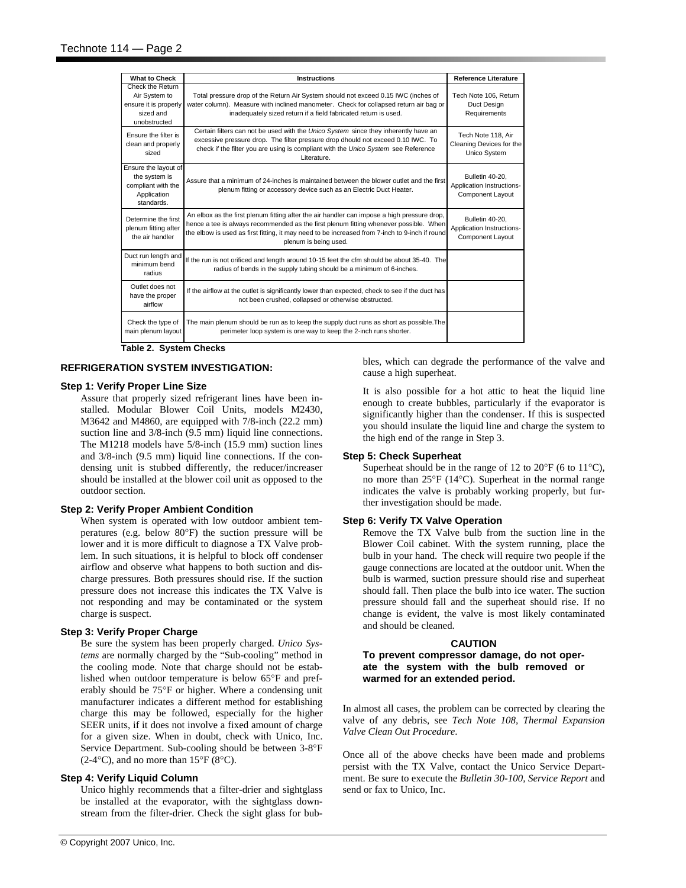| What to Check | Instructions | Reference Literature |
|---|---|---|
| Check the Return Air System to ensure it is properly sized and unobstructed | Total pressure drop of the Return Air System should not exceed 0.15 IWC (inches of water column). Measure with inclined manometer. Check for collapsed return air bag or inadequately sized return if a field fabricated return is used. | Tech Note 106, Return Duct Design Requirements |
| Ensure the filter is clean and properly sized | Certain filters can not be used with the *Unico System* since they inherently have an excessive pressure drop. The filter pressure drop dhould not exceed 0.10 IWC. To check if the filter you are using is compliant with the *Unico System* see Reference Literature. | Tech Note 118, Air Cleaning Devices for the Unico System |
| Ensure the layout of the system is compliant with the Application standards. | Assure that a minimum of 24-inches is maintained between the blower outlet and the first plenum fitting or accessory device such as an Electric Duct Heater. | Bulletin 40-20, Application Instructions-Component Layout |
| Determine the first plenum fitting after the air handler | An elbox as the first plenum fitting after the air handler can impose a high pressure drop, hence a tee is always recommended as the first plenum fitting whenever possible. When the elbow is used as first fitting, it may need to be increased from 7-inch to 9-inch if round plenum is being used. | Bulletin 40-20, Application Instructions-Component Layout |
| Duct run length and minimum bend radius | If the run is not orificed and length around 10-15 feet the cfm should be about 35-40. The radius of bends in the supply tubing should be a minimum of 6-inches. | |
| Outlet does not have the proper airflow | If the airflow at the outlet is significantly lower than expected, check to see if the duct has not been crushed, collapsed or otherwise obstructed. | |
| Check the type of main plenum layout | The main plenum should be run as to keep the supply duct runs as short as possible.The perimeter loop system is one way to keep the 2-inch runs shorter. | |

**Table 2. System Checks**

## REFRIGERATION SYSTEM INVESTIGATION:

### Step 1: Verify Proper Line Size

Assure that properly sized refrigerant lines have been installed. Modular Blower Coil Units, models M2430, M3642 and M4860, are equipped with 7/8-inch (22.2 mm) suction line and 3/8-inch (9.5 mm) liquid line connections. The M1218 models have 5/8-inch (15.9 mm) suction lines and 3/8-inch (9.5 mm) liquid line connections. If the condensing unit is stubbed differently, the reducer/increaser should be installed at the blower coil unit as opposed to the outdoor section.

### Step 2: Verify Proper Ambient Condition

When system is operated with low outdoor ambient temperatures (e.g. below 80°F) the suction pressure will be lower and it is more difficult to diagnose a TX Valve problem. In such situations, it is helpful to block off condenser airflow and observe what happens to both suction and discharge pressures. Both pressures should rise. If the suction pressure does not increase this indicates the TX Valve is not responding and may be contaminated or the system charge is suspect.

### Step 3: Verify Proper Charge

Be sure the system has been properly charged. *Unico Systems* are normally charged by the "Sub-cooling" method in the cooling mode. Note that charge should not be established when outdoor temperature is below 65°F and preferably should be 75°F or higher. Where a condensing unit manufacturer indicates a different method for establishing charge this may be followed, especially for the higher SEER units, if it does not involve a fixed amount of charge for a given size. When in doubt, check with Unico, Inc. Service Department. Sub-cooling should be between 3-8°F (2-4°C), and no more than 15°F (8°C).

### Step 4: Verify Liquid Column

Unico highly recommends that a filter-drier and sightglass be installed at the evaporator, with the sightglass downstream from the filter-drier. Check the sight glass for bubbles, which can degrade the performance of the valve and cause a high superheat.

It is also possible for a hot attic to heat the liquid line enough to create bubbles, particularly if the evaporator is significantly higher than the condenser. If this is suspected you should insulate the liquid line and charge the system to the high end of the range in Step 3.

### Step 5: Check Superheat

Superheat should be in the range of 12 to 20°F (6 to 11°C), no more than 25°F (14°C). Superheat in the normal range indicates the valve is probably working properly, but further investigation should be made.

### Step 6: Verify TX Valve Operation

Remove the TX Valve bulb from the suction line in the Blower Coil cabinet. With the system running, place the bulb in your hand. The check will require two people if the gauge connections are located at the outdoor unit. When the bulb is warmed, suction pressure should rise and superheat should fall. Then place the bulb into ice water. The suction pressure should fall and the superheat should rise. If no change is evident, the valve is most likely contaminated and should be cleaned.

**CAUTION**

**To prevent compressor damage, do not operate the system with the bulb removed or warmed for an extended period.**

In almost all cases, the problem can be corrected by clearing the valve of any debris, see *Tech Note 108, Thermal Expansion Valve Clean Out Procedure*.

Once all of the above checks have been made and problems persist with the TX Valve, contact the Unico Service Department. Be sure to execute the *Bulletin 30-100, Service Report* and send or fax to Unico, Inc.

© Copyright 2007 Unico, Inc.